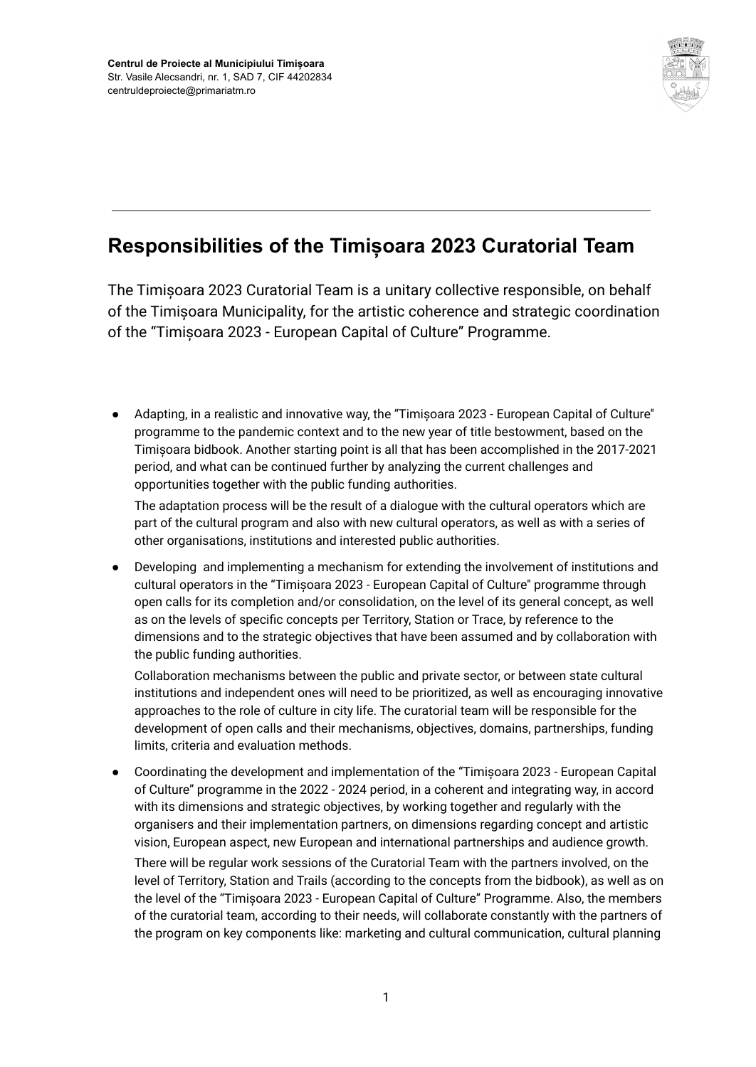**Centrul de Proiecte al Municipiului Timișoara**
Str. Vasile Alecsandri, nr. 1, SAD 7, CIF 44202834
centruldeproiecte@primariatm.ro

# Responsibilities of the Timișoara 2023 Curatorial Team

The Timișoara 2023 Curatorial Team is a unitary collective responsible, on behalf of the Timișoara Municipality, for the artistic coherence and strategic coordination of the “Timișoara 2023 - European Capital of Culture” Programme.

- Adapting, in a realistic and innovative way, the “Timișoara 2023 - European Capital of Culture" programme to the pandemic context and to the new year of title bestowment, based on the Timișoara bidbook. Another starting point is all that has been accomplished in the 2017-2021 period, and what can be continued further by analyzing the current challenges and opportunities together with the public funding authorities.

  The adaptation process will be the result of a dialogue with the cultural operators which are part of the cultural program and also with new cultural operators, as well as with a series of other organisations, institutions and interested public authorities.

- Developing and implementing a mechanism for extending the involvement of institutions and cultural operators in the “Timișoara 2023 - European Capital of Culture" programme through open calls for its completion and/or consolidation, on the level of its general concept, as well as on the levels of specific concepts per Territory, Station or Trace, by reference to the dimensions and to the strategic objectives that have been assumed and by collaboration with the public funding authorities.

  Collaboration mechanisms between the public and private sector, or between state cultural institutions and independent ones will need to be prioritized, as well as encouraging innovative approaches to the role of culture in city life. The curatorial team will be responsible for the development of open calls and their mechanisms, objectives, domains, partnerships, funding limits, criteria and evaluation methods.

- Coordinating the development and implementation of the “Timișoara 2023 - European Capital of Culture” programme in the 2022 - 2024 period, in a coherent and integrating way, in accord with its dimensions and strategic objectives, by working together and regularly with the organisers and their implementation partners, on dimensions regarding concept and artistic vision, European aspect, new European and international partnerships and audience growth.

  There will be regular work sessions of the Curatorial Team with the partners involved, on the level of Territory, Station and Trails (according to the concepts from the bidbook), as well as on the level of the “Timișoara 2023 - European Capital of Culture” Programme. Also, the members of the curatorial team, according to their needs, will collaborate constantly with the partners of the program on key components like: marketing and cultural communication, cultural planning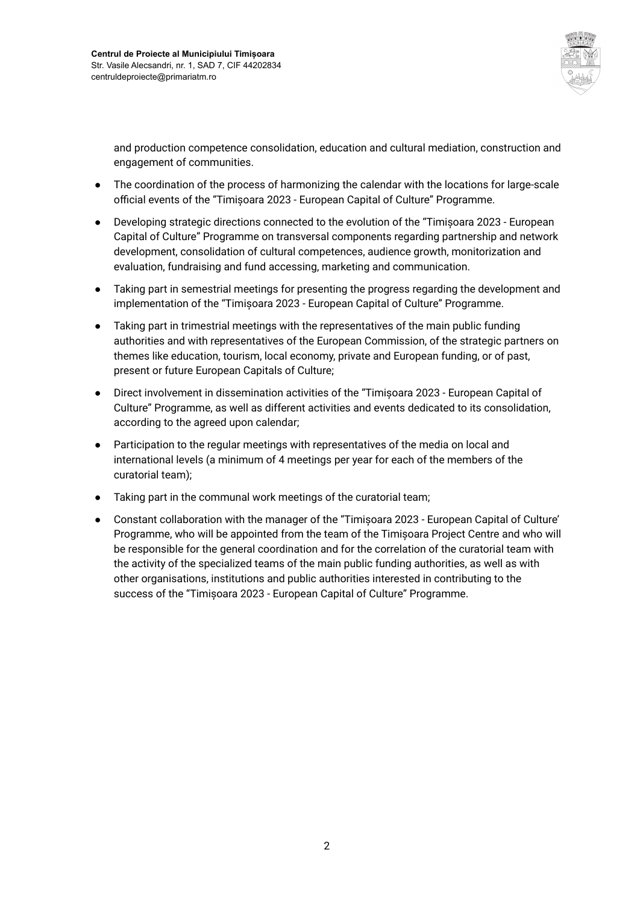and production competence consolidation, education and cultural mediation, construction and engagement of communities.

- The coordination of the process of harmonizing the calendar with the locations for large-scale official events of the “Timișoara 2023 - European Capital of Culture” Programme.
- Developing strategic directions connected to the evolution of the “Timișoara 2023 - European Capital of Culture” Programme on transversal components regarding partnership and network development, consolidation of cultural competences, audience growth, monitorization and evaluation, fundraising and fund accessing, marketing and communication.
- Taking part in semestrial meetings for presenting the progress regarding the development and implementation of the “Timișoara 2023 - European Capital of Culture” Programme.
- Taking part in trimestrial meetings with the representatives of the main public funding authorities and with representatives of the European Commission, of the strategic partners on themes like education, tourism, local economy, private and European funding, or of past, present or future European Capitals of Culture;
- Direct involvement in dissemination activities of the “Timișoara 2023 - European Capital of Culture” Programme, as well as different activities and events dedicated to its consolidation, according to the agreed upon calendar;
- Participation to the regular meetings with representatives of the media on local and international levels (a minimum of 4 meetings per year for each of the members of the curatorial team);
- Taking part in the communal work meetings of the curatorial team;
- Constant collaboration with the manager of the “Timișoara 2023 - European Capital of Culture’ Programme, who will be appointed from the team of the Timișoara Project Centre and who will be responsible for the general coordination and for the correlation of the curatorial team with the activity of the specialized teams of the main public funding authorities, as well as with other organisations, institutions and public authorities interested in contributing to the success of the “Timișoara 2023 - European Capital of Culture” Programme.